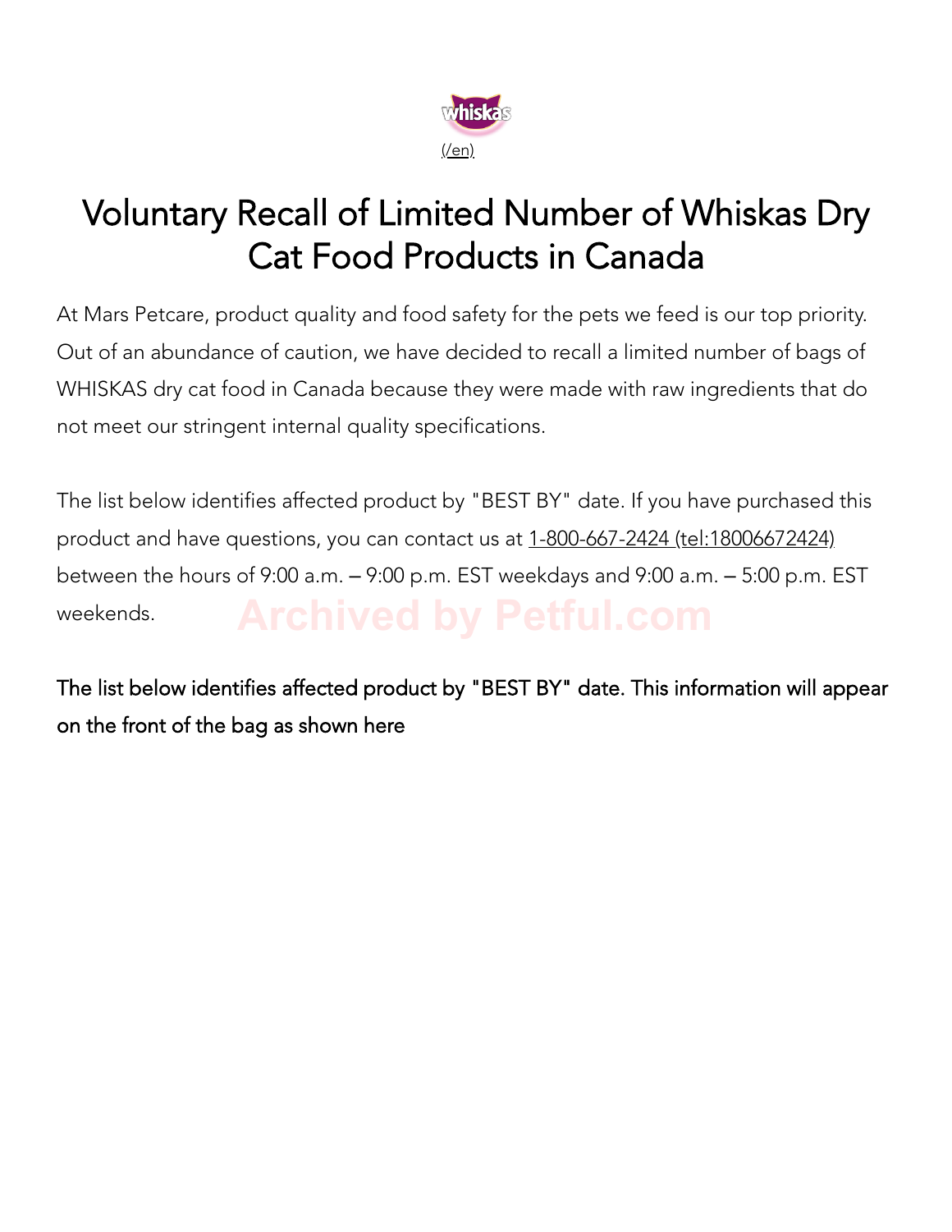whiskas

(/en)

# Voluntary Recall of Limited Number of Whiskas Dry Cat Food Products in Canada

At Mars Petcare, product quality and food safety for the pets we feed is our top priority. Out of an abundance of caution, we have decided to recall a limited number of bags of WHISKAS dry cat food in Canada because they were made with raw ingredients that do not meet our stringent internal quality specifications.

The list below identifies affected product by "BEST BY" date. If you have purchased this product and have questions, you can contact us at 1-800-667-2424 (tel:18006672424) between the hours of 9:00 a.m. – 9:00 p.m. EST weekdays and 9:00 a.m. – 5:00 p.m. EST weekends.

Archived by Petful.com

The list below identifies affected product by "BEST BY" date. This information will appear on the front of the bag as shown here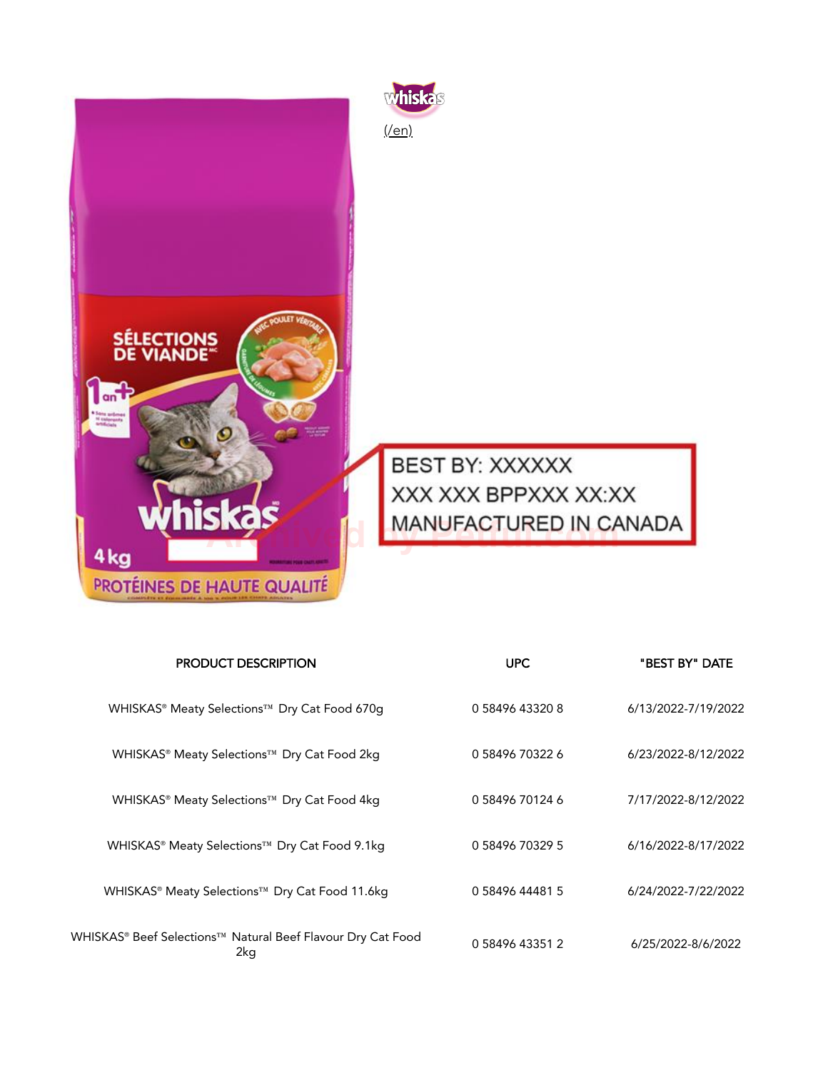whiskas

(/en)

BEST BY: XXXXXX
XXX XXX BPPXXX XX:XX
MANUFACTURED IN CANADA

| PRODUCT DESCRIPTION | UPC | "BEST BY" DATE |
|---|---|---|
| WHISKAS® Meaty Selections™ Dry Cat Food 670g | 0 58496 43320 8 | 6/13/2022-7/19/2022 |
| WHISKAS® Meaty Selections™ Dry Cat Food 2kg | 0 58496 70322 6 | 6/23/2022-8/12/2022 |
| WHISKAS® Meaty Selections™ Dry Cat Food 4kg | 0 58496 70124 6 | 7/17/2022-8/12/2022 |
| WHISKAS® Meaty Selections™ Dry Cat Food 9.1kg | 0 58496 70329 5 | 6/16/2022-8/17/2022 |
| WHISKAS® Meaty Selections™ Dry Cat Food 11.6kg | 0 58496 44481 5 | 6/24/2022-7/22/2022 |
| WHISKAS® Beef Selections™ Natural Beef Flavour Dry Cat Food 2kg | 0 58496 43351 2 | 6/25/2022-8/6/2022 |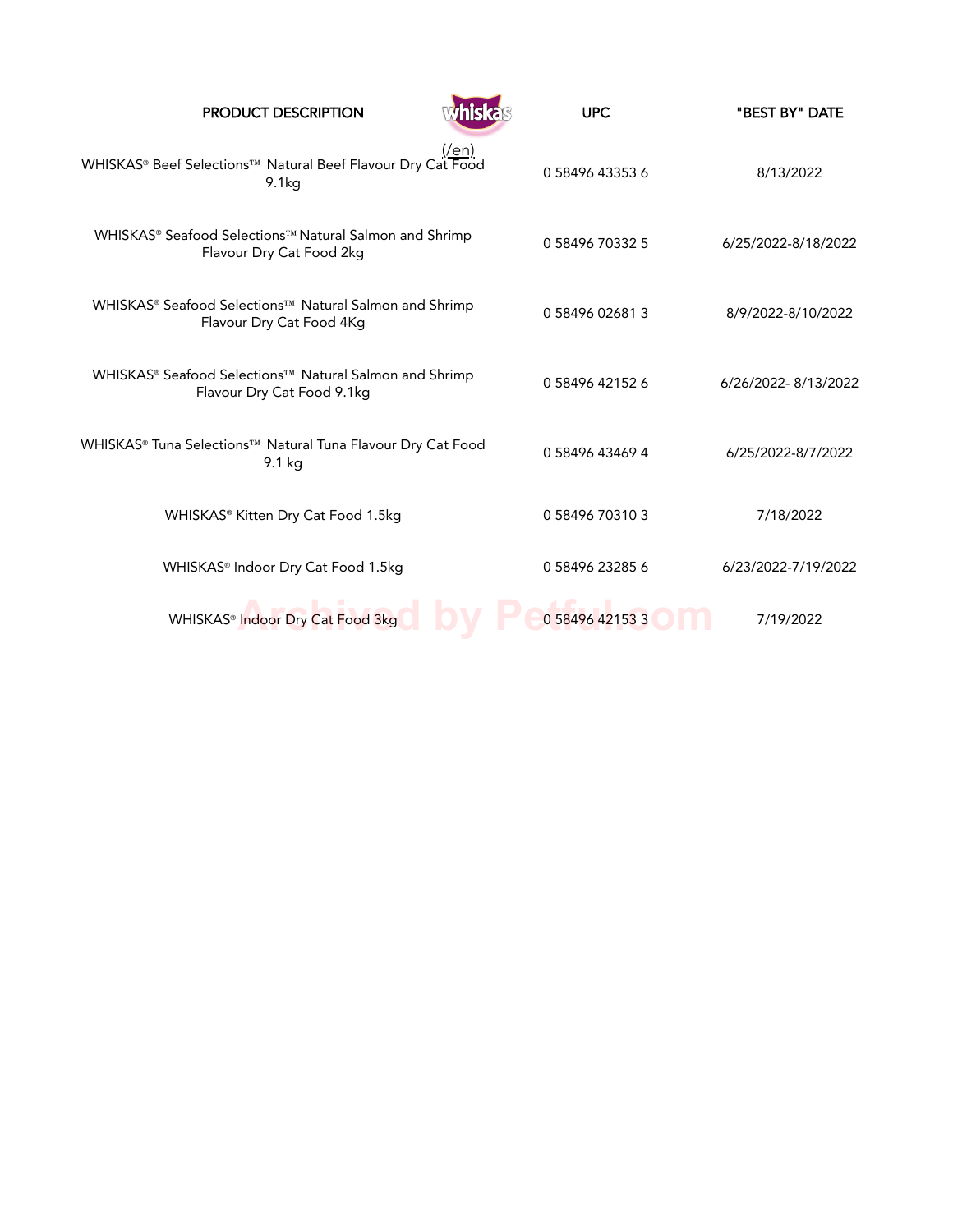| PRODUCT DESCRIPTION | UPC | "BEST BY" DATE |
|---|---|---|
| WHISKAS® Beef Selections™ Natural Beef Flavour Dry Cat Food 9.1kg | 0 58496 43353 6 | 8/13/2022 |
| WHISKAS® Seafood Selections™ Natural Salmon and Shrimp Flavour Dry Cat Food 2kg | 0 58496 70332 5 | 6/25/2022-8/18/2022 |
| WHISKAS® Seafood Selections™ Natural Salmon and Shrimp Flavour Dry Cat Food 4Kg | 0 58496 02681 3 | 8/9/2022-8/10/2022 |
| WHISKAS® Seafood Selections™ Natural Salmon and Shrimp Flavour Dry Cat Food 9.1kg | 0 58496 42152 6 | 6/26/2022- 8/13/2022 |
| WHISKAS® Tuna Selections™ Natural Tuna Flavour Dry Cat Food 9.1 kg | 0 58496 43469 4 | 6/25/2022-8/7/2022 |
| WHISKAS® Kitten Dry Cat Food 1.5kg | 0 58496 70310 3 | 7/18/2022 |
| WHISKAS® Indoor Dry Cat Food 1.5kg | 0 58496 23285 6 | 6/23/2022-7/19/2022 |
| WHISKAS® Indoor Dry Cat Food 3kg | 0 58496 42153 3 | 7/19/2022 |